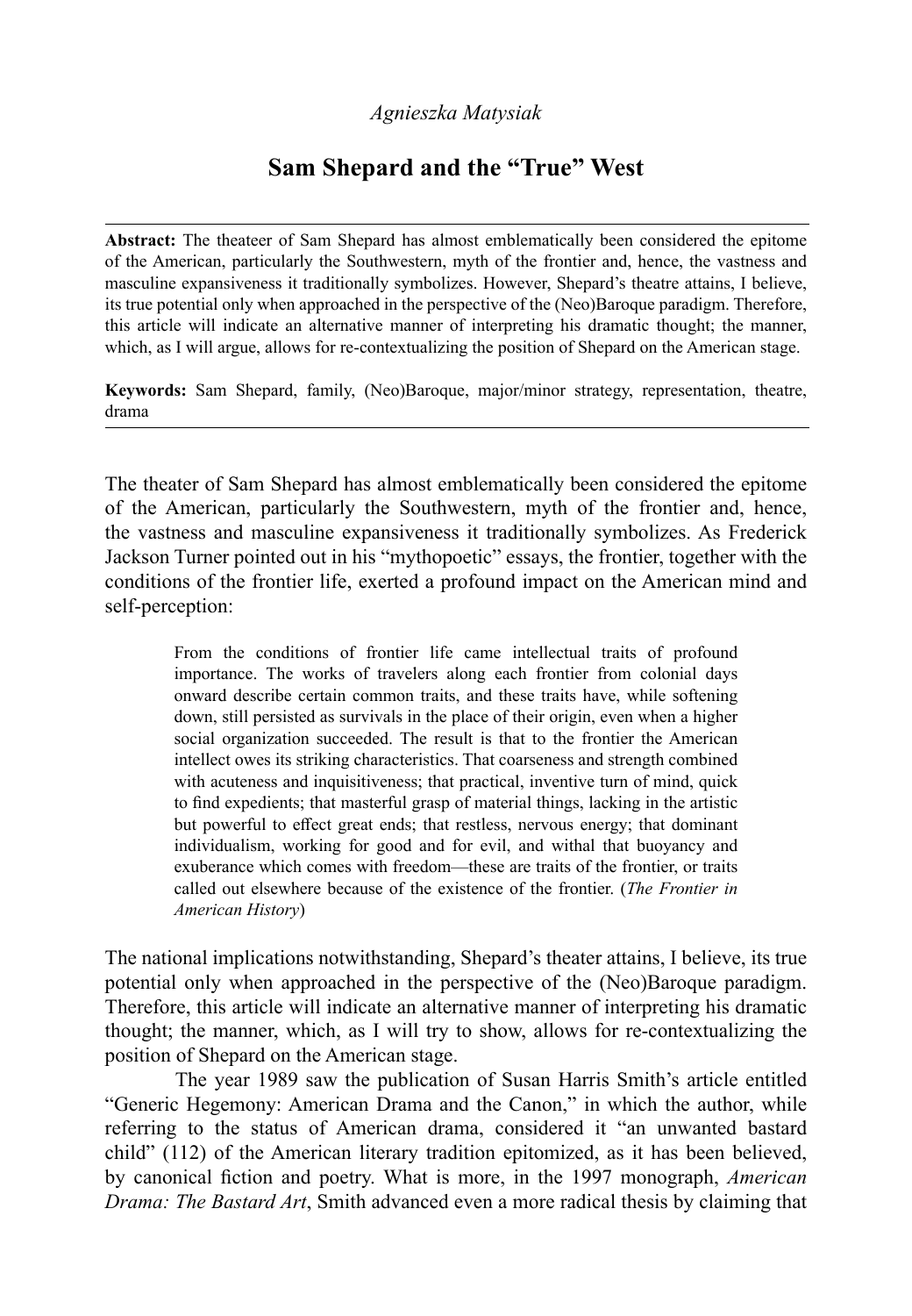*Agnieszka Matysiak*

# Sam Shepard and the "True" West

**Abstract:** The theateer of Sam Shepard has almost emblematically been considered the epitome of the American, particularly the Southwestern, myth of the frontier and, hence, the vastness and masculine expansiveness it traditionally symbolizes. However, Shepard's theatre attains, I believe, its true potential only when approached in the perspective of the (Neo)Baroque paradigm. Therefore, this article will indicate an alternative manner of interpreting his dramatic thought; the manner, which, as I will argue, allows for re-contextualizing the position of Shepard on the American stage.

**Keywords:** Sam Shepard, family, (Neo)Baroque, major/minor strategy, representation, theatre, drama

The theater of Sam Shepard has almost emblematically been considered the epitome of the American, particularly the Southwestern, myth of the frontier and, hence, the vastness and masculine expansiveness it traditionally symbolizes. As Frederick Jackson Turner pointed out in his "mythopoetic" essays, the frontier, together with the conditions of the frontier life, exerted a profound impact on the American mind and self-perception:

> From the conditions of frontier life came intellectual traits of profound importance. The works of travelers along each frontier from colonial days onward describe certain common traits, and these traits have, while softening down, still persisted as survivals in the place of their origin, even when a higher social organization succeeded. The result is that to the frontier the American intellect owes its striking characteristics. That coarseness and strength combined with acuteness and inquisitiveness; that practical, inventive turn of mind, quick to find expedients; that masterful grasp of material things, lacking in the artistic but powerful to effect great ends; that restless, nervous energy; that dominant individualism, working for good and for evil, and withal that buoyancy and exuberance which comes with freedom—these are traits of the frontier, or traits called out elsewhere because of the existence of the frontier. (*The Frontier in American History*)

The national implications notwithstanding, Shepard's theater attains, I believe, its true potential only when approached in the perspective of the (Neo)Baroque paradigm. Therefore, this article will indicate an alternative manner of interpreting his dramatic thought; the manner, which, as I will try to show, allows for re-contextualizing the position of Shepard on the American stage.

The year 1989 saw the publication of Susan Harris Smith's article entitled "Generic Hegemony: American Drama and the Canon," in which the author, while referring to the status of American drama, considered it "an unwanted bastard child" (112) of the American literary tradition epitomized, as it has been believed, by canonical fiction and poetry. What is more, in the 1997 monograph, *American Drama: The Bastard Art*, Smith advanced even a more radical thesis by claiming that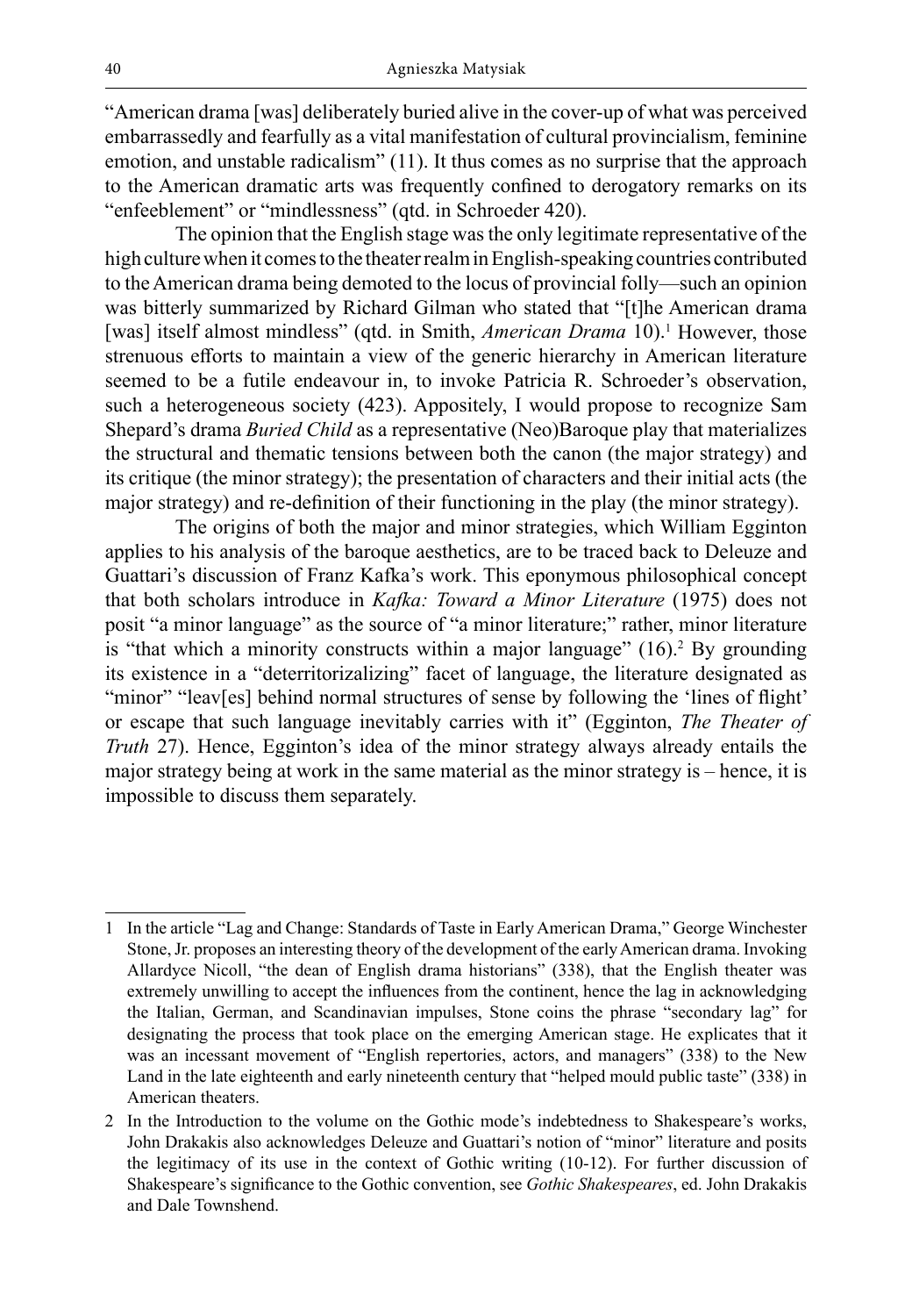"American drama [was] deliberately buried alive in the cover-up of what was perceived embarrassedly and fearfully as a vital manifestation of cultural provincialism, feminine emotion, and unstable radicalism" (11). It thus comes as no surprise that the approach to the American dramatic arts was frequently confined to derogatory remarks on its "enfeeblement" or "mindlessness" (qtd. in Schroeder 420).

The opinion that the English stage was the only legitimate representative of the high culture when it comes to the theater realm in English-speaking countries contributed to the American drama being demoted to the locus of provincial folly—such an opinion was bitterly summarized by Richard Gilman who stated that "[t]he American drama [was] itself almost mindless" (qtd. in Smith, *American Drama* 10).[1] However, those strenuous efforts to maintain a view of the generic hierarchy in American literature seemed to be a futile endeavour in, to invoke Patricia R. Schroeder's observation, such a heterogeneous society (423). Appositely, I would propose to recognize Sam Shepard's drama *Buried Child* as a representative (Neo)Baroque play that materializes the structural and thematic tensions between both the canon (the major strategy) and its critique (the minor strategy); the presentation of characters and their initial acts (the major strategy) and re-definition of their functioning in the play (the minor strategy).

The origins of both the major and minor strategies, which William Egginton applies to his analysis of the baroque aesthetics, are to be traced back to Deleuze and Guattari's discussion of Franz Kafka's work. This eponymous philosophical concept that both scholars introduce in *Kafka: Toward a Minor Literature* (1975) does not posit "a minor language" as the source of "a minor literature;" rather, minor literature is "that which a minority constructs within a major language" (16).[2] By grounding its existence in a "deterritorizalizing" facet of language, the literature designated as "minor" "leav[es] behind normal structures of sense by following the 'lines of flight' or escape that such language inevitably carries with it" (Egginton, *The Theater of Truth* 27). Hence, Egginton's idea of the minor strategy always already entails the major strategy being at work in the same material as the minor strategy is – hence, it is impossible to discuss them separately.

---

1 In the article "Lag and Change: Standards of Taste in Early American Drama," George Winchester Stone, Jr. proposes an interesting theory of the development of the early American drama. Invoking Allardyce Nicoll, "the dean of English drama historians" (338), that the English theater was extremely unwilling to accept the influences from the continent, hence the lag in acknowledging the Italian, German, and Scandinavian impulses, Stone coins the phrase "secondary lag" for designating the process that took place on the emerging American stage. He explicates that it was an incessant movement of "English repertories, actors, and managers" (338) to the New Land in the late eighteenth and early nineteenth century that "helped mould public taste" (338) in American theaters.

2 In the Introduction to the volume on the Gothic mode's indebtedness to Shakespeare's works, John Drakakis also acknowledges Deleuze and Guattari's notion of "minor" literature and posits the legitimacy of its use in the context of Gothic writing (10-12). For further discussion of Shakespeare's significance to the Gothic convention, see *Gothic Shakespeares*, ed. John Drakakis and Dale Townshend.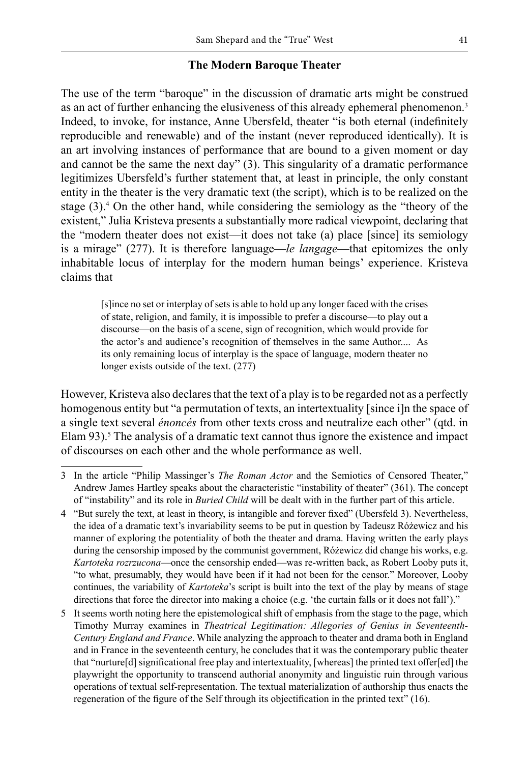## The Modern Baroque Theater

The use of the term "baroque" in the discussion of dramatic arts might be construed as an act of further enhancing the elusiveness of this already ephemeral phenomenon.[3] Indeed, to invoke, for instance, Anne Ubersfeld, theater "is both eternal (indefinitely reproducible and renewable) and of the instant (never reproduced identically). It is an art involving instances of performance that are bound to a given moment or day and cannot be the same the next day" (3). This singularity of a dramatic performance legitimizes Ubersfeld's further statement that, at least in principle, the only constant entity in the theater is the very dramatic text (the script), which is to be realized on the stage (3).[4] On the other hand, while considering the semiology as the "theory of the existent," Julia Kristeva presents a substantially more radical viewpoint, declaring that the "modern theater does not exist—it does not take (a) place [since] its semiology is a mirage" (277). It is therefore language—*le langage*—that epitomizes the only inhabitable locus of interplay for the modern human beings' experience. Kristeva claims that

> [s]ince no set or interplay of sets is able to hold up any longer faced with the crises of state, religion, and family, it is impossible to prefer a discourse—to play out a discourse—on the basis of a scene, sign of recognition, which would provide for the actor's and audience's recognition of themselves in the same Author.... As its only remaining locus of interplay is the space of language, modern theater no longer exists outside of the text. (277)

However, Kristeva also declares that the text of a play is to be regarded not as a perfectly homogenous entity but "a permutation of texts, an intertextuality [since i]n the space of a single text several *énoncés* from other texts cross and neutralize each other" (qtd. in Elam 93).[5] The analysis of a dramatic text cannot thus ignore the existence and impact of discourses on each other and the whole performance as well.

---

3 In the article "Philip Massinger's *The Roman Actor* and the Semiotics of Censored Theater," Andrew James Hartley speaks about the characteristic "instability of theater" (361). The concept of "instability" and its role in *Buried Child* will be dealt with in the further part of this article.

4 "But surely the text, at least in theory, is intangible and forever fixed" (Ubersfeld 3). Nevertheless, the idea of a dramatic text's invariability seems to be put in question by Tadeusz Różewicz and his manner of exploring the potentiality of both the theater and drama. Having written the early plays during the censorship imposed by the communist government, Różewicz did change his works, e.g. *Kartoteka rozrzucona*—once the censorship ended—was re-written back, as Robert Looby puts it, "to what, presumably, they would have been if it had not been for the censor." Moreover, Looby continues, the variability of *Kartoteka*'s script is built into the text of the play by means of stage directions that force the director into making a choice (e.g. 'the curtain falls or it does not fall')."

5 It seems worth noting here the epistemological shift of emphasis from the stage to the page, which Timothy Murray examines in *Theatrical Legitimation: Allegories of Genius in Seventeenth-Century England and France*. While analyzing the approach to theater and drama both in England and in France in the seventeenth century, he concludes that it was the contemporary public theater that "nurture[d] significational free play and intertextuality, [whereas] the printed text offer[ed] the playwright the opportunity to transcend authorial anonymity and linguistic ruin through various operations of textual self-representation. The textual materialization of authorship thus enacts the regeneration of the figure of the Self through its objectification in the printed text" (16).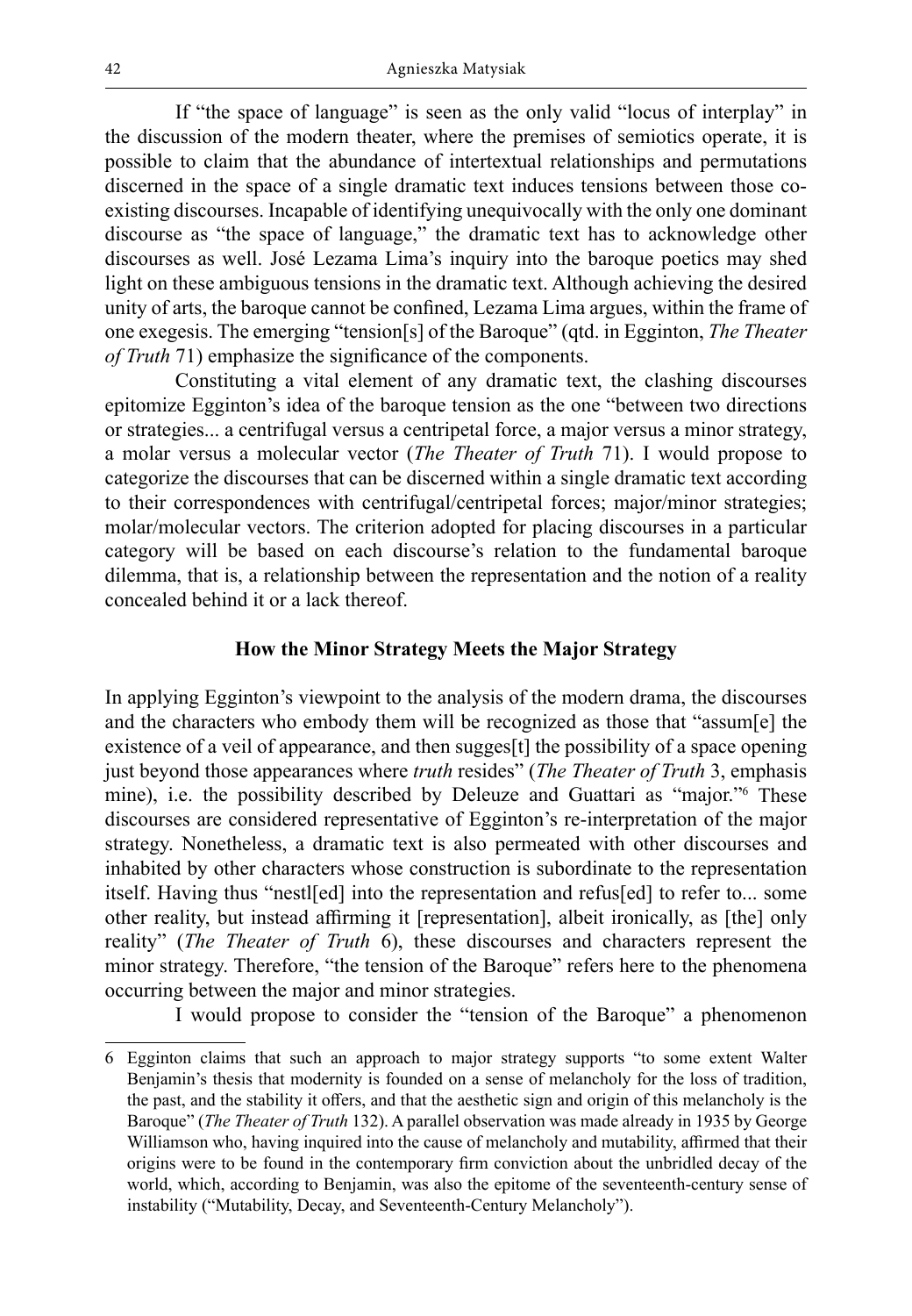If "the space of language" is seen as the only valid "locus of interplay" in the discussion of the modern theater, where the premises of semiotics operate, it is possible to claim that the abundance of intertextual relationships and permutations discerned in the space of a single dramatic text induces tensions between those co-existing discourses. Incapable of identifying unequivocally with the only one dominant discourse as "the space of language," the dramatic text has to acknowledge other discourses as well. José Lezama Lima's inquiry into the baroque poetics may shed light on these ambiguous tensions in the dramatic text. Although achieving the desired unity of arts, the baroque cannot be confined, Lezama Lima argues, within the frame of one exegesis. The emerging "tension[s] of the Baroque" (qtd. in Egginton, *The Theater of Truth* 71) emphasize the significance of the components.

Constituting a vital element of any dramatic text, the clashing discourses epitomize Egginton's idea of the baroque tension as the one "between two directions or strategies... a centrifugal versus a centripetal force, a major versus a minor strategy, a molar versus a molecular vector (*The Theater of Truth* 71). I would propose to categorize the discourses that can be discerned within a single dramatic text according to their correspondences with centrifugal/centripetal forces; major/minor strategies; molar/molecular vectors. The criterion adopted for placing discourses in a particular category will be based on each discourse's relation to the fundamental baroque dilemma, that is, a relationship between the representation and the notion of a reality concealed behind it or a lack thereof.

## How the Minor Strategy Meets the Major Strategy

In applying Egginton's viewpoint to the analysis of the modern drama, the discourses and the characters who embody them will be recognized as those that "assum[e] the existence of a veil of appearance, and then sugges[t] the possibility of a space opening just beyond those appearances where *truth* resides" (*The Theater of Truth* 3, emphasis mine), i.e. the possibility described by Deleuze and Guattari as "major."[6] These discourses are considered representative of Egginton's re-interpretation of the major strategy. Nonetheless, a dramatic text is also permeated with other discourses and inhabited by other characters whose construction is subordinate to the representation itself. Having thus "nestl[ed] into the representation and refus[ed] to refer to... some other reality, but instead affirming it [representation], albeit ironically, as [the] only reality" (*The Theater of Truth* 6), these discourses and characters represent the minor strategy. Therefore, "the tension of the Baroque" refers here to the phenomena occurring between the major and minor strategies.

I would propose to consider the "tension of the Baroque" a phenomenon

---

6 Egginton claims that such an approach to major strategy supports "to some extent Walter Benjamin's thesis that modernity is founded on a sense of melancholy for the loss of tradition, the past, and the stability it offers, and that the aesthetic sign and origin of this melancholy is the Baroque" (*The Theater of Truth* 132). A parallel observation was made already in 1935 by George Williamson who, having inquired into the cause of melancholy and mutability, affirmed that their origins were to be found in the contemporary firm conviction about the unbridled decay of the world, which, according to Benjamin, was also the epitome of the seventeenth-century sense of instability ("Mutability, Decay, and Seventeenth-Century Melancholy").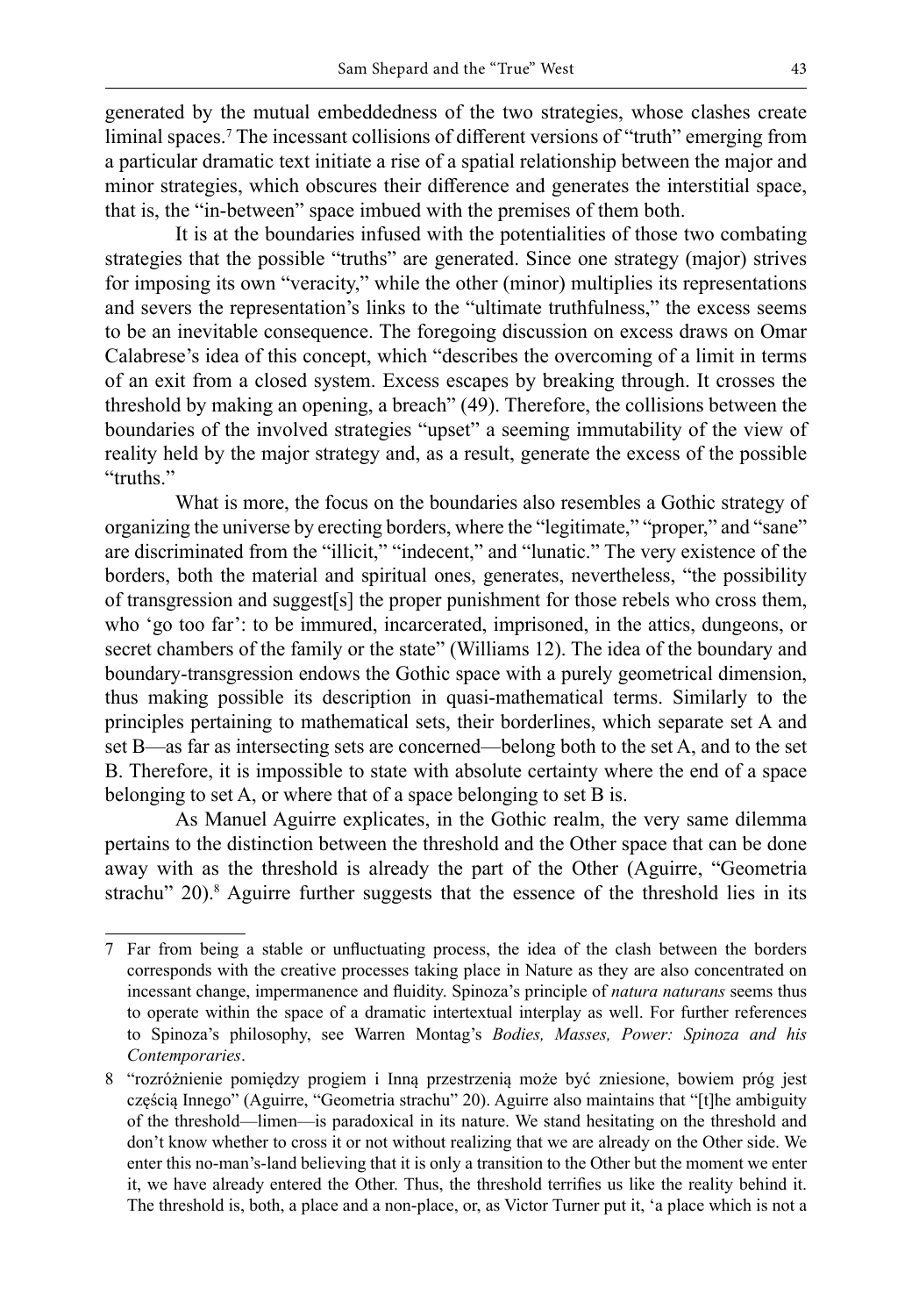generated by the mutual embeddedness of the two strategies, whose clashes create liminal spaces.[7] The incessant collisions of different versions of "truth" emerging from a particular dramatic text initiate a rise of a spatial relationship between the major and minor strategies, which obscures their difference and generates the interstitial space, that is, the "in-between" space imbued with the premises of them both.

It is at the boundaries infused with the potentialities of those two combating strategies that the possible "truths" are generated. Since one strategy (major) strives for imposing its own "veracity," while the other (minor) multiplies its representations and severs the representation's links to the "ultimate truthfulness," the excess seems to be an inevitable consequence. The foregoing discussion on excess draws on Omar Calabrese's idea of this concept, which "describes the overcoming of a limit in terms of an exit from a closed system. Excess escapes by breaking through. It crosses the threshold by making an opening, a breach" (49). Therefore, the collisions between the boundaries of the involved strategies "upset" a seeming immutability of the view of reality held by the major strategy and, as a result, generate the excess of the possible "truths."

What is more, the focus on the boundaries also resembles a Gothic strategy of organizing the universe by erecting borders, where the "legitimate," "proper," and "sane" are discriminated from the "illicit," "indecent," and "lunatic." The very existence of the borders, both the material and spiritual ones, generates, nevertheless, "the possibility of transgression and suggest[s] the proper punishment for those rebels who cross them, who 'go too far': to be immured, incarcerated, imprisoned, in the attics, dungeons, or secret chambers of the family or the state" (Williams 12). The idea of the boundary and boundary-transgression endows the Gothic space with a purely geometrical dimension, thus making possible its description in quasi-mathematical terms. Similarly to the principles pertaining to mathematical sets, their borderlines, which separate set A and set B—as far as intersecting sets are concerned—belong both to the set A, and to the set B. Therefore, it is impossible to state with absolute certainty where the end of a space belonging to set A, or where that of a space belonging to set B is.

As Manuel Aguirre explicates, in the Gothic realm, the very same dilemma pertains to the distinction between the threshold and the Other space that can be done away with as the threshold is already the part of the Other (Aguirre, "Geometria strachu" 20).[8] Aguirre further suggests that the essence of the threshold lies in its

---

[7] Far from being a stable or unfluctuating process, the idea of the clash between the borders corresponds with the creative processes taking place in Nature as they are also concentrated on incessant change, impermanence and fluidity. Spinoza's principle of *natura naturans* seems thus to operate within the space of a dramatic intertextual interplay as well. For further references to Spinoza's philosophy, see Warren Montag's *Bodies, Masses, Power: Spinoza and his Contemporaries*.

[8] "rozróżnienie pomiędzy progiem i Inną przestrzenią może być zniesione, bowiem próg jest częścią Innego" (Aguirre, "Geometria strachu" 20). Aguirre also maintains that "[t]he ambiguity of the threshold—limen—is paradoxical in its nature. We stand hesitating on the threshold and don't know whether to cross it or not without realizing that we are already on the Other side. We enter this no-man's-land believing that it is only a transition to the Other but the moment we enter it, we have already entered the Other. Thus, the threshold terrifies us like the reality behind it. The threshold is, both, a place and a non-place, or, as Victor Turner put it, 'a place which is not a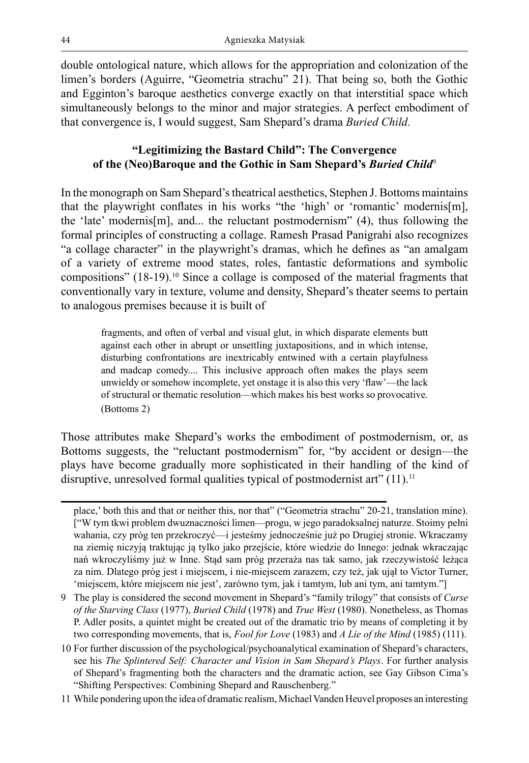double ontological nature, which allows for the appropriation and colonization of the limen's borders (Aguirre, "Geometria strachu" 21). That being so, both the Gothic and Egginton's baroque aesthetics converge exactly on that interstitial space which simultaneously belongs to the minor and major strategies. A perfect embodiment of that convergence is, I would suggest, Sam Shepard's drama *Buried Child.*

## "Legitimizing the Bastard Child": The Convergence of the (Neo)Baroque and the Gothic in Sam Shepard's *Buried Child*[9]

In the monograph on Sam Shepard's theatrical aesthetics, Stephen J. Bottoms maintains that the playwright conflates in his works "the 'high' or 'romantic' modernis[m], the 'late' modernis[m], and... the reluctant postmodernism" (4), thus following the formal principles of constructing a collage. Ramesh Prasad Panigrahi also recognizes "a collage character" in the playwright's dramas, which he defines as "an amalgam of a variety of extreme mood states, roles, fantastic deformations and symbolic compositions" (18-19).[10] Since a collage is composed of the material fragments that conventionally vary in texture, volume and density, Shepard's theater seems to pertain to analogous premises because it is built of

> fragments, and often of verbal and visual glut, in which disparate elements butt against each other in abrupt or unsettling juxtapositions, and in which intense, disturbing confrontations are inextricably entwined with a certain playfulness and madcap comedy.... This inclusive approach often makes the plays seem unwieldy or somehow incomplete, yet onstage it is also this very 'flaw'—the lack of structural or thematic resolution—which makes his best works so provocative. (Bottoms 2)

Those attributes make Shepard's works the embodiment of postmodernism, or, as Bottoms suggests, the "reluctant postmodernism" for, "by accident or design—the plays have become gradually more sophisticated in their handling of the kind of disruptive, unresolved formal qualities typical of postmodernist art" (11).[11]

---

place,' both this and that or neither this, nor that" ("Geometria strachu" 20-21, translation mine). ["W tym tkwi problem dwuznaczności limen—progu, w jego paradoksalnej naturze. Stoimy pełni wahania, czy próg ten przekroczyć—i jesteśmy jednocześnie już po Drugiej stronie. Wkraczamy na ziemię niczyją traktując ją tylko jako przejście, które wiedzie do Innego: jednak wkraczając nań wkroczyliśmy już w Inne. Stąd sam próg przeraża nas tak samo, jak rzeczywistość leżąca za nim. Dlatego próg jest i miejscem, i nie-miejscem zarazem, czy też, jak ujął to Victor Turner, 'miejscem, które miejscem nie jest', zarówno tym, jak i tamtym, lub ani tym, ani tamtym."]

9 The play is considered the second movement in Shepard's "family trilogy" that consists of *Curse of the Starving Class* (1977), *Buried Child* (1978) and *True West* (1980). Nonetheless, as Thomas P. Adler posits, a quintet might be created out of the dramatic trio by means of completing it by two corresponding movements, that is, *Fool for Love* (1983) and *A Lie of the Mind* (1985) (111).

10 For further discussion of the psychological/psychoanalytical examination of Shepard's characters, see his *The Splintered Self: Character and Vision in Sam Shepard's Plays*. For further analysis of Shepard's fragmenting both the characters and the dramatic action, see Gay Gibson Cima's "Shifting Perspectives: Combining Shepard and Rauschenberg."

11 While pondering upon the idea of dramatic realism, Michael Vanden Heuvel proposes an interesting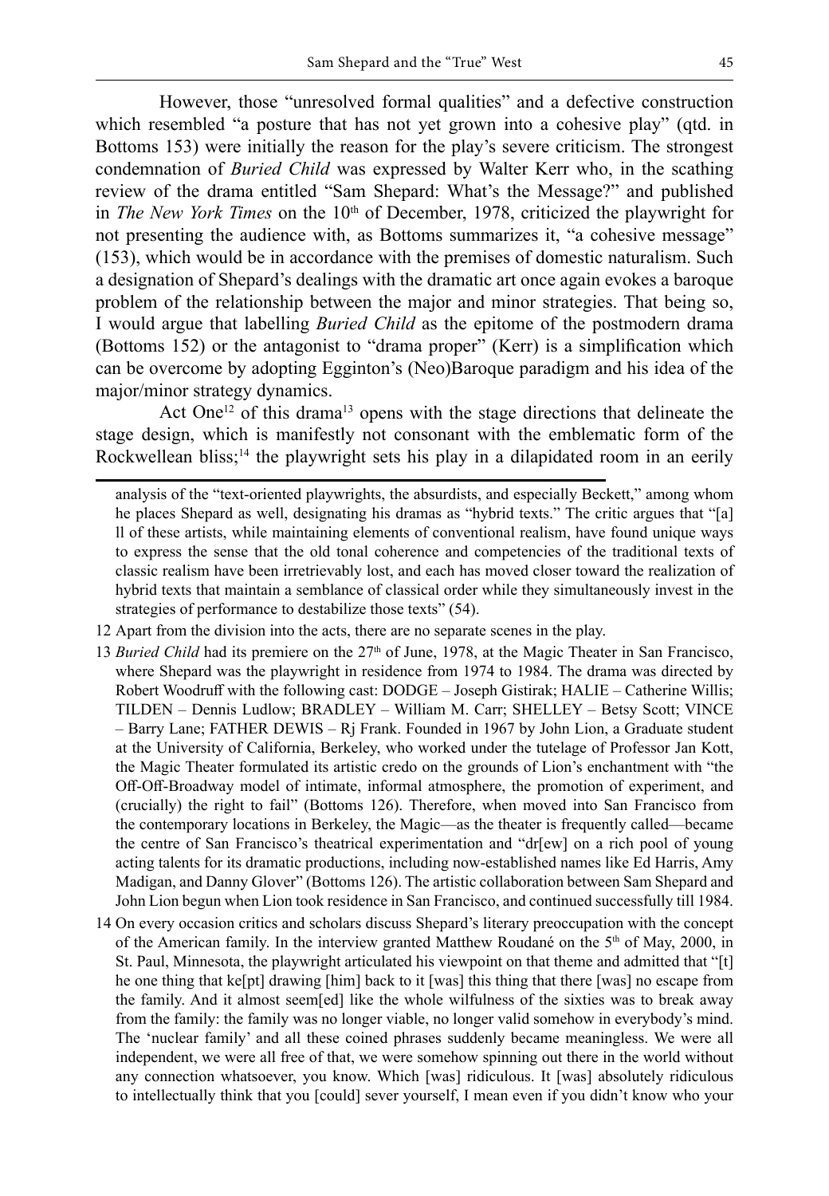However, those "unresolved formal qualities" and a defective construction which resembled "a posture that has not yet grown into a cohesive play" (qtd. in Bottoms 153) were initially the reason for the play's severe criticism. The strongest condemnation of *Buried Child* was expressed by Walter Kerr who, in the scathing review of the drama entitled "Sam Shepard: What's the Message?" and published in *The New York Times* on the 10th of December, 1978, criticized the playwright for not presenting the audience with, as Bottoms summarizes it, "a cohesive message" (153), which would be in accordance with the premises of domestic naturalism. Such a designation of Shepard's dealings with the dramatic art once again evokes a baroque problem of the relationship between the major and minor strategies. That being so, I would argue that labelling *Buried Child* as the epitome of the postmodern drama (Bottoms 152) or the antagonist to "drama proper" (Kerr) is a simplification which can be overcome by adopting Egginton's (Neo)Baroque paradigm and his idea of the major/minor strategy dynamics.

Act One[12] of this drama[13] opens with the stage directions that delineate the stage design, which is manifestly not consonant with the emblematic form of the Rockwellean bliss;[14] the playwright sets his play in a dilapidated room in an eerily

analysis of the "text-oriented playwrights, the absurdists, and especially Beckett," among whom he places Shepard as well, designating his dramas as "hybrid texts." The critic argues that "[a]ll of these artists, while maintaining elements of conventional realism, have found unique ways to express the sense that the old tonal coherence and competencies of the traditional texts of classic realism have been irretrievably lost, and each has moved closer toward the realization of hybrid texts that maintain a semblance of classical order while they simultaneously invest in the strategies of performance to destabilize those texts" (54).

12 Apart from the division into the acts, there are no separate scenes in the play.

13 *Buried Child* had its premiere on the 27th of June, 1978, at the Magic Theater in San Francisco, where Shepard was the playwright in residence from 1974 to 1984. The drama was directed by Robert Woodruff with the following cast: DODGE – Joseph Gistirak; HALIE – Catherine Willis; TILDEN – Dennis Ludlow; BRADLEY – William M. Carr; SHELLEY – Betsy Scott; VINCE – Barry Lane; FATHER DEWIS – Rj Frank. Founded in 1967 by John Lion, a Graduate student at the University of California, Berkeley, who worked under the tutelage of Professor Jan Kott, the Magic Theater formulated its artistic credo on the grounds of Lion's enchantment with "the Off-Off-Broadway model of intimate, informal atmosphere, the promotion of experiment, and (crucially) the right to fail" (Bottoms 126). Therefore, when moved into San Francisco from the contemporary locations in Berkeley, the Magic—as the theater is frequently called—became the centre of San Francisco's theatrical experimentation and "dr[ew] on a rich pool of young acting talents for its dramatic productions, including now-established names like Ed Harris, Amy Madigan, and Danny Glover" (Bottoms 126). The artistic collaboration between Sam Shepard and John Lion begun when Lion took residence in San Francisco, and continued successfully till 1984.

14 On every occasion critics and scholars discuss Shepard's literary preoccupation with the concept of the American family. In the interview granted Matthew Roudané on the 5th of May, 2000, in St. Paul, Minnesota, the playwright articulated his viewpoint on that theme and admitted that "[t]he one thing that ke[pt] drawing [him] back to it [was] this thing that there [was] no escape from the family. And it almost seem[ed] like the whole wilfulness of the sixties was to break away from the family: the family was no longer viable, no longer valid somehow in everybody's mind. The 'nuclear family' and all these coined phrases suddenly became meaningless. We were all independent, we were all free of that, we were somehow spinning out there in the world without any connection whatsoever, you know. Which [was] ridiculous. It [was] absolutely ridiculous to intellectually think that you [could] sever yourself, I mean even if you didn't know who your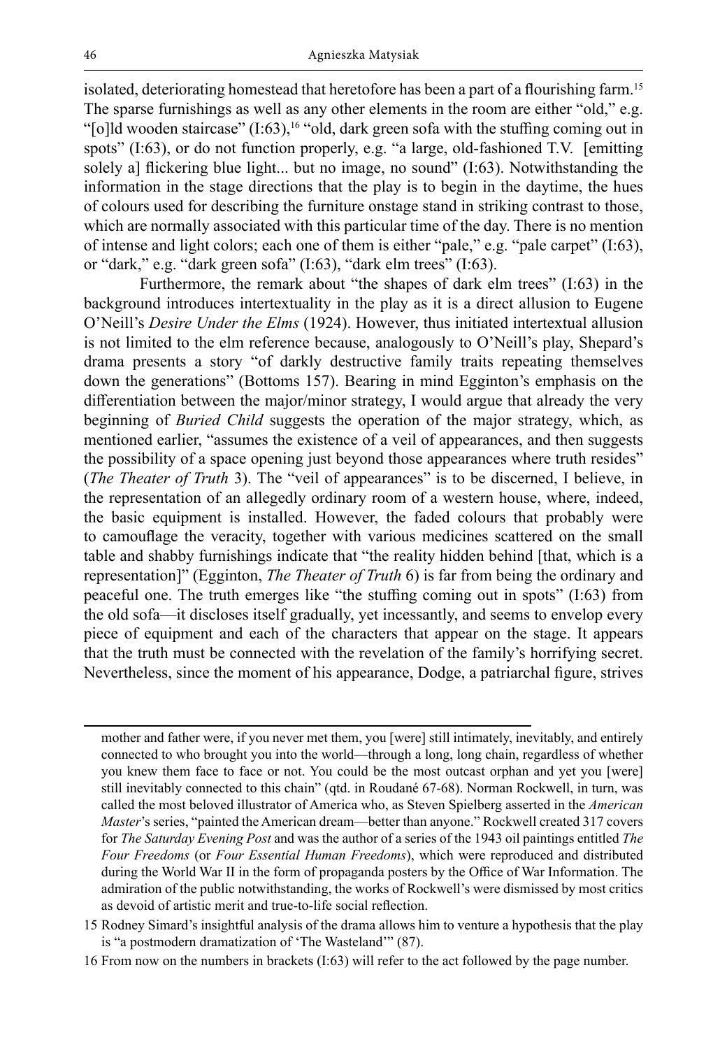isolated, deteriorating homestead that heretofore has been a part of a flourishing farm.[15] The sparse furnishings as well as any other elements in the room are either "old," e.g. "[o]ld wooden staircase" (I:63),[16] "old, dark green sofa with the stuffing coming out in spots" (I:63), or do not function properly, e.g. "a large, old-fashioned T.V. [emitting solely a] flickering blue light... but no image, no sound" (I:63). Notwithstanding the information in the stage directions that the play is to begin in the daytime, the hues of colours used for describing the furniture onstage stand in striking contrast to those, which are normally associated with this particular time of the day. There is no mention of intense and light colors; each one of them is either "pale," e.g. "pale carpet" (I:63), or "dark," e.g. "dark green sofa" (I:63), "dark elm trees" (I:63).

Furthermore, the remark about "the shapes of dark elm trees" (I:63) in the background introduces intertextuality in the play as it is a direct allusion to Eugene O'Neill's *Desire Under the Elms* (1924). However, thus initiated intertextual allusion is not limited to the elm reference because, analogously to O'Neill's play, Shepard's drama presents a story "of darkly destructive family traits repeating themselves down the generations" (Bottoms 157). Bearing in mind Egginton's emphasis on the differentiation between the major/minor strategy, I would argue that already the very beginning of *Buried Child* suggests the operation of the major strategy, which, as mentioned earlier, "assumes the existence of a veil of appearances, and then suggests the possibility of a space opening just beyond those appearances where truth resides" (*The Theater of Truth* 3). The "veil of appearances" is to be discerned, I believe, in the representation of an allegedly ordinary room of a western house, where, indeed, the basic equipment is installed. However, the faded colours that probably were to camouflage the veracity, together with various medicines scattered on the small table and shabby furnishings indicate that "the reality hidden behind [that, which is a representation]" (Egginton, *The Theater of Truth* 6) is far from being the ordinary and peaceful one. The truth emerges like "the stuffing coming out in spots" (I:63) from the old sofa—it discloses itself gradually, yet incessantly, and seems to envelop every piece of equipment and each of the characters that appear on the stage. It appears that the truth must be connected with the revelation of the family's horrifying secret. Nevertheless, since the moment of his appearance, Dodge, a patriarchal figure, strives

---

mother and father were, if you never met them, you [were] still intimately, inevitably, and entirely connected to who brought you into the world—through a long, long chain, regardless of whether you knew them face to face or not. You could be the most outcast orphan and yet you [were] still inevitably connected to this chain" (qtd. in Roudané 67-68). Norman Rockwell, in turn, was called the most beloved illustrator of America who, as Steven Spielberg asserted in the *American Master*'s series, "painted the American dream—better than anyone." Rockwell created 317 covers for *The Saturday Evening Post* and was the author of a series of the 1943 oil paintings entitled *The Four Freedoms* (or *Four Essential Human Freedoms*), which were reproduced and distributed during the World War II in the form of propaganda posters by the Office of War Information. The admiration of the public notwithstanding, the works of Rockwell's were dismissed by most critics as devoid of artistic merit and true-to-life social reflection.

15 Rodney Simard's insightful analysis of the drama allows him to venture a hypothesis that the play is "a postmodern dramatization of 'The Wasteland'" (87).

16 From now on the numbers in brackets (I:63) will refer to the act followed by the page number.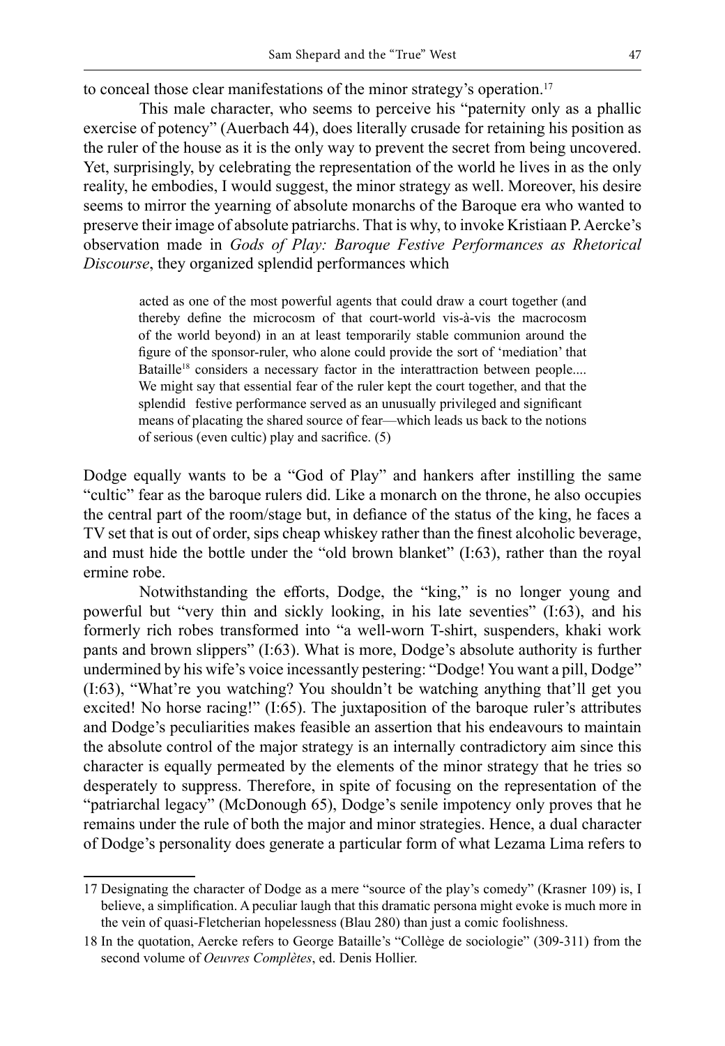to conceal those clear manifestations of the minor strategy's operation.[17]

This male character, who seems to perceive his "paternity only as a phallic exercise of potency" (Auerbach 44), does literally crusade for retaining his position as the ruler of the house as it is the only way to prevent the secret from being uncovered. Yet, surprisingly, by celebrating the representation of the world he lives in as the only reality, he embodies, I would suggest, the minor strategy as well. Moreover, his desire seems to mirror the yearning of absolute monarchs of the Baroque era who wanted to preserve their image of absolute patriarchs. That is why, to invoke Kristiaan P. Aercke's observation made in *Gods of Play: Baroque Festive Performances as Rhetorical Discourse*, they organized splendid performances which

> acted as one of the most powerful agents that could draw a court together (and thereby define the microcosm of that court-world vis-à-vis the macrocosm of the world beyond) in an at least temporarily stable communion around the figure of the sponsor-ruler, who alone could provide the sort of 'mediation' that Bataille[18] considers a necessary factor in the interattraction between people.... We might say that essential fear of the ruler kept the court together, and that the splendid festive performance served as an unusually privileged and significant means of placating the shared source of fear—which leads us back to the notions of serious (even cultic) play and sacrifice. (5)

Dodge equally wants to be a "God of Play" and hankers after instilling the same "cultic" fear as the baroque rulers did. Like a monarch on the throne, he also occupies the central part of the room/stage but, in defiance of the status of the king, he faces a TV set that is out of order, sips cheap whiskey rather than the finest alcoholic beverage, and must hide the bottle under the "old brown blanket" (I:63), rather than the royal ermine robe.

Notwithstanding the efforts, Dodge, the "king," is no longer young and powerful but "very thin and sickly looking, in his late seventies" (I:63), and his formerly rich robes transformed into "a well-worn T-shirt, suspenders, khaki work pants and brown slippers" (I:63). What is more, Dodge's absolute authority is further undermined by his wife's voice incessantly pestering: "Dodge! You want a pill, Dodge" (I:63), "What're you watching? You shouldn't be watching anything that'll get you excited! No horse racing!" (I:65). The juxtaposition of the baroque ruler's attributes and Dodge's peculiarities makes feasible an assertion that his endeavours to maintain the absolute control of the major strategy is an internally contradictory aim since this character is equally permeated by the elements of the minor strategy that he tries so desperately to suppress. Therefore, in spite of focusing on the representation of the "patriarchal legacy" (McDonough 65), Dodge's senile impotency only proves that he remains under the rule of both the major and minor strategies. Hence, a dual character of Dodge's personality does generate a particular form of what Lezama Lima refers to

---

17 Designating the character of Dodge as a mere "source of the play's comedy" (Krasner 109) is, I believe, a simplification. A peculiar laugh that this dramatic persona might evoke is much more in the vein of quasi-Fletcherian hopelessness (Blau 280) than just a comic foolishness.

18 In the quotation, Aercke refers to George Bataille's "Collège de sociologie" (309-311) from the second volume of *Oeuvres Complètes*, ed. Denis Hollier.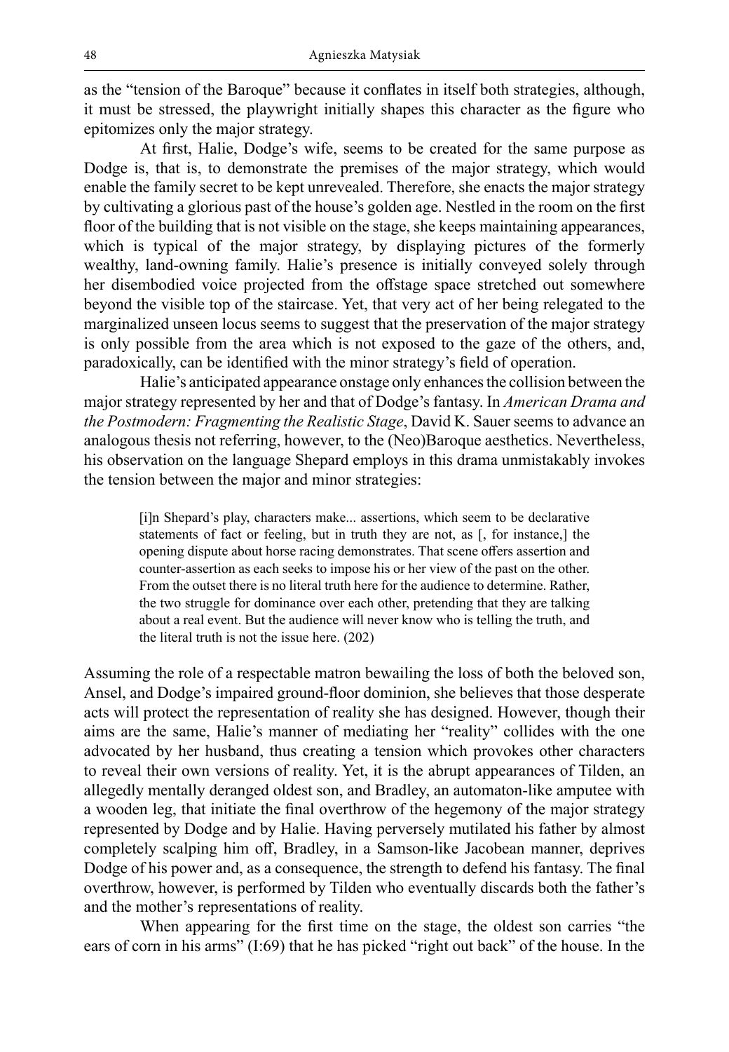as the "tension of the Baroque" because it conflates in itself both strategies, although, it must be stressed, the playwright initially shapes this character as the figure who epitomizes only the major strategy.

At first, Halie, Dodge's wife, seems to be created for the same purpose as Dodge is, that is, to demonstrate the premises of the major strategy, which would enable the family secret to be kept unrevealed. Therefore, she enacts the major strategy by cultivating a glorious past of the house's golden age. Nestled in the room on the first floor of the building that is not visible on the stage, she keeps maintaining appearances, which is typical of the major strategy, by displaying pictures of the formerly wealthy, land-owning family. Halie's presence is initially conveyed solely through her disembodied voice projected from the offstage space stretched out somewhere beyond the visible top of the staircase. Yet, that very act of her being relegated to the marginalized unseen locus seems to suggest that the preservation of the major strategy is only possible from the area which is not exposed to the gaze of the others, and, paradoxically, can be identified with the minor strategy's field of operation.

Halie's anticipated appearance onstage only enhances the collision between the major strategy represented by her and that of Dodge's fantasy. In *American Drama and the Postmodern: Fragmenting the Realistic Stage*, David K. Sauer seems to advance an analogous thesis not referring, however, to the (Neo)Baroque aesthetics. Nevertheless, his observation on the language Shepard employs in this drama unmistakably invokes the tension between the major and minor strategies:

> [i]n Shepard's play, characters make... assertions, which seem to be declarative statements of fact or feeling, but in truth they are not, as [, for instance,] the opening dispute about horse racing demonstrates. That scene offers assertion and counter-assertion as each seeks to impose his or her view of the past on the other. From the outset there is no literal truth here for the audience to determine. Rather, the two struggle for dominance over each other, pretending that they are talking about a real event. But the audience will never know who is telling the truth, and the literal truth is not the issue here. (202)

Assuming the role of a respectable matron bewailing the loss of both the beloved son, Ansel, and Dodge's impaired ground-floor dominion, she believes that those desperate acts will protect the representation of reality she has designed. However, though their aims are the same, Halie's manner of mediating her "reality" collides with the one advocated by her husband, thus creating a tension which provokes other characters to reveal their own versions of reality. Yet, it is the abrupt appearances of Tilden, an allegedly mentally deranged oldest son, and Bradley, an automaton-like amputee with a wooden leg, that initiate the final overthrow of the hegemony of the major strategy represented by Dodge and by Halie. Having perversely mutilated his father by almost completely scalping him off, Bradley, in a Samson-like Jacobean manner, deprives Dodge of his power and, as a consequence, the strength to defend his fantasy. The final overthrow, however, is performed by Tilden who eventually discards both the father's and the mother's representations of reality.

When appearing for the first time on the stage, the oldest son carries "the ears of corn in his arms" (I:69) that he has picked "right out back" of the house. In the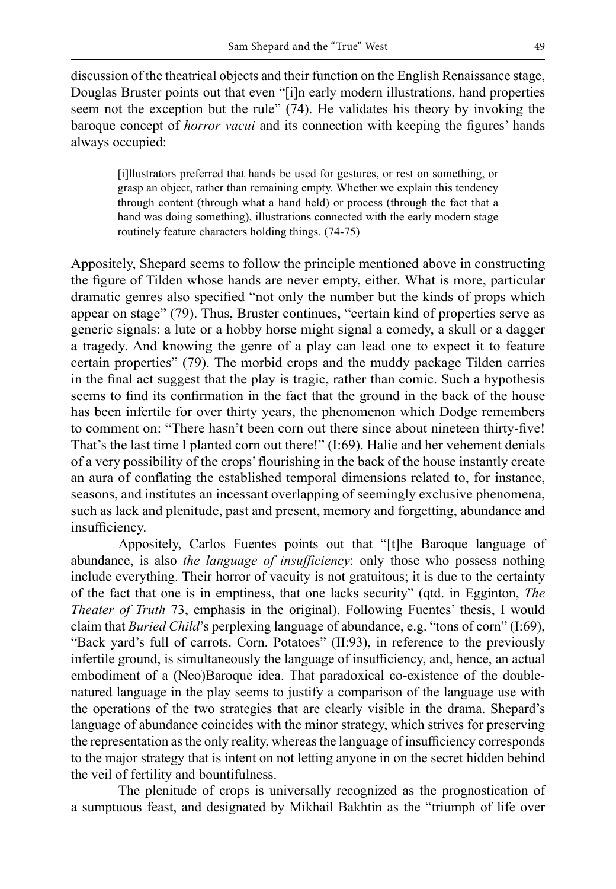discussion of the theatrical objects and their function on the English Renaissance stage, Douglas Bruster points out that even "[i]n early modern illustrations, hand properties seem not the exception but the rule" (74). He validates his theory by invoking the baroque concept of *horror vacui* and its connection with keeping the figures' hands always occupied:

> [i]llustrators preferred that hands be used for gestures, or rest on something, or grasp an object, rather than remaining empty. Whether we explain this tendency through content (through what a hand held) or process (through the fact that a hand was doing something), illustrations connected with the early modern stage routinely feature characters holding things. (74-75)

Appositely, Shepard seems to follow the principle mentioned above in constructing the figure of Tilden whose hands are never empty, either. What is more, particular dramatic genres also specified "not only the number but the kinds of props which appear on stage" (79). Thus, Bruster continues, "certain kind of properties serve as generic signals: a lute or a hobby horse might signal a comedy, a skull or a dagger a tragedy. And knowing the genre of a play can lead one to expect it to feature certain properties" (79). The morbid crops and the muddy package Tilden carries in the final act suggest that the play is tragic, rather than comic. Such a hypothesis seems to find its confirmation in the fact that the ground in the back of the house has been infertile for over thirty years, the phenomenon which Dodge remembers to comment on: "There hasn't been corn out there since about nineteen thirty-five! That's the last time I planted corn out there!" (I:69). Halie and her vehement denials of a very possibility of the crops' flourishing in the back of the house instantly create an aura of conflating the established temporal dimensions related to, for instance, seasons, and institutes an incessant overlapping of seemingly exclusive phenomena, such as lack and plenitude, past and present, memory and forgetting, abundance and insufficiency.

Appositely, Carlos Fuentes points out that "[t]he Baroque language of abundance, is also *the language of insufficiency*: only those who possess nothing include everything. Their horror of vacuity is not gratuitous; it is due to the certainty of the fact that one is in emptiness, that one lacks security" (qtd. in Egginton, *The Theater of Truth* 73, emphasis in the original). Following Fuentes' thesis, I would claim that *Buried Child*'s perplexing language of abundance, e.g. "tons of corn" (I:69), "Back yard's full of carrots. Corn. Potatoes" (II:93), in reference to the previously infertile ground, is simultaneously the language of insufficiency, and, hence, an actual embodiment of a (Neo)Baroque idea. That paradoxical co-existence of the double-natured language in the play seems to justify a comparison of the language use with the operations of the two strategies that are clearly visible in the drama. Shepard's language of abundance coincides with the minor strategy, which strives for preserving the representation as the only reality, whereas the language of insufficiency corresponds to the major strategy that is intent on not letting anyone in on the secret hidden behind the veil of fertility and bountifulness.

The plenitude of crops is universally recognized as the prognostication of a sumptuous feast, and designated by Mikhail Bakhtin as the "triumph of life over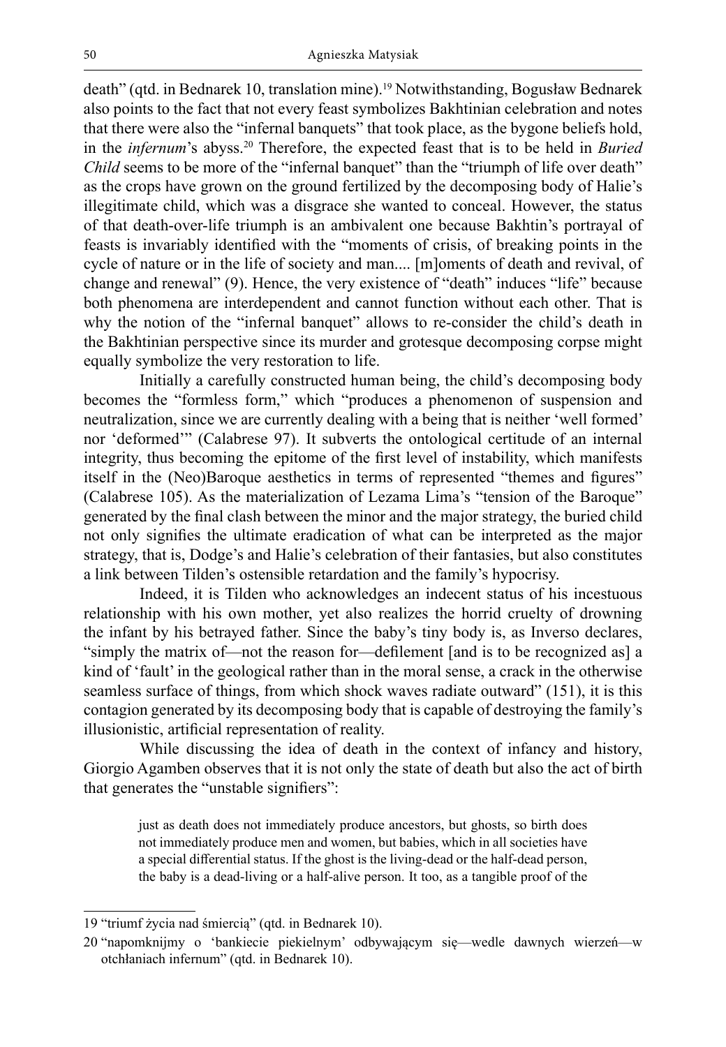death" (qtd. in Bednarek 10, translation mine).[19] Notwithstanding, Bogusław Bednarek also points to the fact that not every feast symbolizes Bakhtinian celebration and notes that there were also the "infernal banquets" that took place, as the bygone beliefs hold, in the *infernum*'s abyss.[20] Therefore, the expected feast that is to be held in *Buried Child* seems to be more of the "infernal banquet" than the "triumph of life over death" as the crops have grown on the ground fertilized by the decomposing body of Halie's illegitimate child, which was a disgrace she wanted to conceal. However, the status of that death-over-life triumph is an ambivalent one because Bakhtin's portrayal of feasts is invariably identified with the "moments of crisis, of breaking points in the cycle of nature or in the life of society and man.... [m]oments of death and revival, of change and renewal" (9). Hence, the very existence of "death" induces "life" because both phenomena are interdependent and cannot function without each other. That is why the notion of the "infernal banquet" allows to re-consider the child's death in the Bakhtinian perspective since its murder and grotesque decomposing corpse might equally symbolize the very restoration to life.

Initially a carefully constructed human being, the child's decomposing body becomes the "formless form," which "produces a phenomenon of suspension and neutralization, since we are currently dealing with a being that is neither 'well formed' nor 'deformed'" (Calabrese 97). It subverts the ontological certitude of an internal integrity, thus becoming the epitome of the first level of instability, which manifests itself in the (Neo)Baroque aesthetics in terms of represented "themes and figures" (Calabrese 105). As the materialization of Lezama Lima's "tension of the Baroque" generated by the final clash between the minor and the major strategy, the buried child not only signifies the ultimate eradication of what can be interpreted as the major strategy, that is, Dodge's and Halie's celebration of their fantasies, but also constitutes a link between Tilden's ostensible retardation and the family's hypocrisy.

Indeed, it is Tilden who acknowledges an indecent status of his incestuous relationship with his own mother, yet also realizes the horrid cruelty of drowning the infant by his betrayed father. Since the baby's tiny body is, as Inverso declares, "simply the matrix of—not the reason for—defilement [and is to be recognized as] a kind of 'fault' in the geological rather than in the moral sense, a crack in the otherwise seamless surface of things, from which shock waves radiate outward" (151), it is this contagion generated by its decomposing body that is capable of destroying the family's illusionistic, artificial representation of reality.

While discussing the idea of death in the context of infancy and history, Giorgio Agamben observes that it is not only the state of death but also the act of birth that generates the "unstable signifiers":

> just as death does not immediately produce ancestors, but ghosts, so birth does not immediately produce men and women, but babies, which in all societies have a special differential status. If the ghost is the living-dead or the half-dead person, the baby is a dead-living or a half-alive person. It too, as a tangible proof of the

---

19 "triumf życia nad śmiercią" (qtd. in Bednarek 10).

20 "napomknijmy o 'bankiecie piekielnym' odbywającym się—wedle dawnych wierzeń—w otchłaniach infernum" (qtd. in Bednarek 10).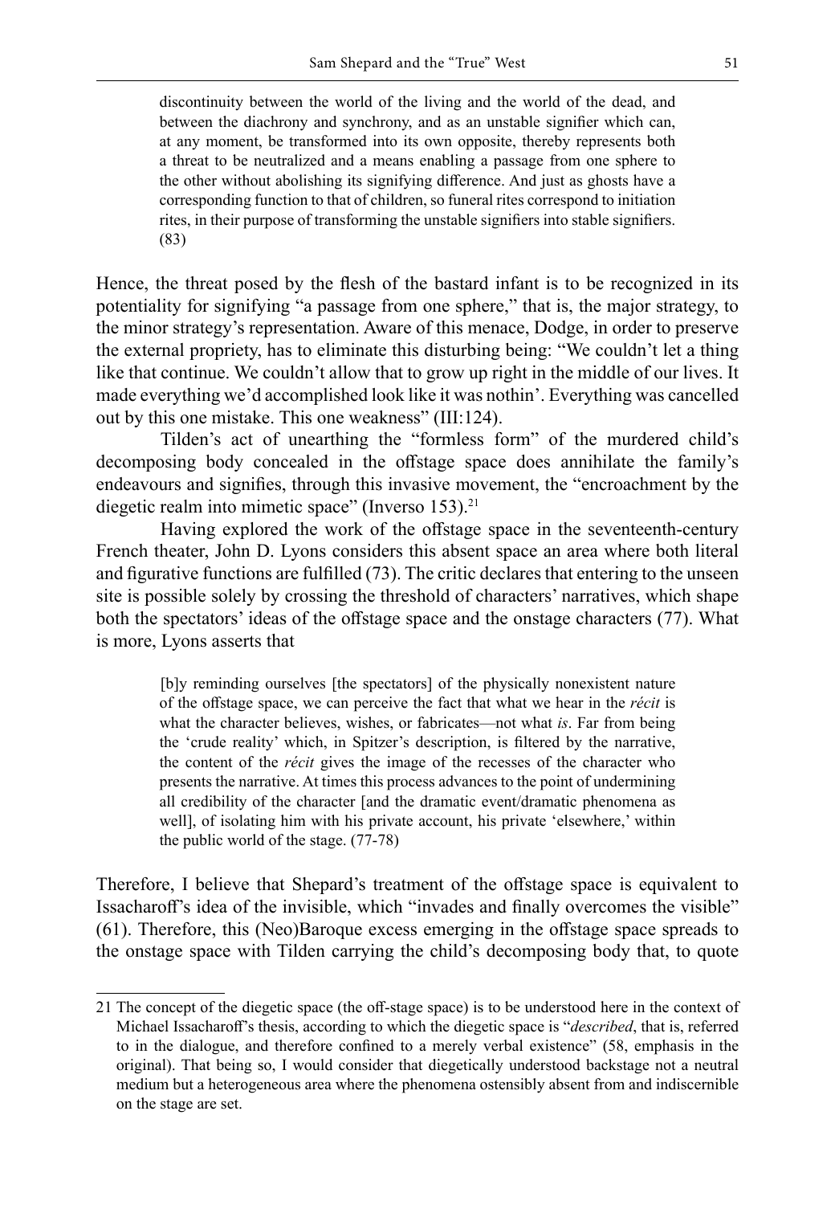> discontinuity between the world of the living and the world of the dead, and between the diachrony and synchrony, and as an unstable signifier which can, at any moment, be transformed into its own opposite, thereby represents both a threat to be neutralized and a means enabling a passage from one sphere to the other without abolishing its signifying difference. And just as ghosts have a corresponding function to that of children, so funeral rites correspond to initiation rites, in their purpose of transforming the unstable signifiers into stable signifiers. (83)

Hence, the threat posed by the flesh of the bastard infant is to be recognized in its potentiality for signifying "a passage from one sphere," that is, the major strategy, to the minor strategy's representation. Aware of this menace, Dodge, in order to preserve the external propriety, has to eliminate this disturbing being: "We couldn't let a thing like that continue. We couldn't allow that to grow up right in the middle of our lives. It made everything we'd accomplished look like it was nothin'. Everything was cancelled out by this one mistake. This one weakness" (III:124).

Tilden's act of unearthing the "formless form" of the murdered child's decomposing body concealed in the offstage space does annihilate the family's endeavours and signifies, through this invasive movement, the "encroachment by the diegetic realm into mimetic space" (Inverso 153).[21]

Having explored the work of the offstage space in the seventeenth-century French theater, John D. Lyons considers this absent space an area where both literal and figurative functions are fulfilled (73). The critic declares that entering to the unseen site is possible solely by crossing the threshold of characters' narratives, which shape both the spectators' ideas of the offstage space and the onstage characters (77). What is more, Lyons asserts that

> [b]y reminding ourselves [the spectators] of the physically nonexistent nature of the offstage space, we can perceive the fact that what we hear in the *récit* is what the character believes, wishes, or fabricates—not what *is*. Far from being the 'crude reality' which, in Spitzer's description, is filtered by the narrative, the content of the *récit* gives the image of the recesses of the character who presents the narrative. At times this process advances to the point of undermining all credibility of the character [and the dramatic event/dramatic phenomena as well], of isolating him with his private account, his private 'elsewhere,' within the public world of the stage. (77-78)

Therefore, I believe that Shepard's treatment of the offstage space is equivalent to Issacharoff's idea of the invisible, which "invades and finally overcomes the visible" (61). Therefore, this (Neo)Baroque excess emerging in the offstage space spreads to the onstage space with Tilden carrying the child's decomposing body that, to quote

---

21 The concept of the diegetic space (the off-stage space) is to be understood here in the context of Michael Issacharoff's thesis, according to which the diegetic space is "*described*, that is, referred to in the dialogue, and therefore confined to a merely verbal existence" (58, emphasis in the original). That being so, I would consider that diegetically understood backstage not a neutral medium but a heterogeneous area where the phenomena ostensibly absent from and indiscernible on the stage are set.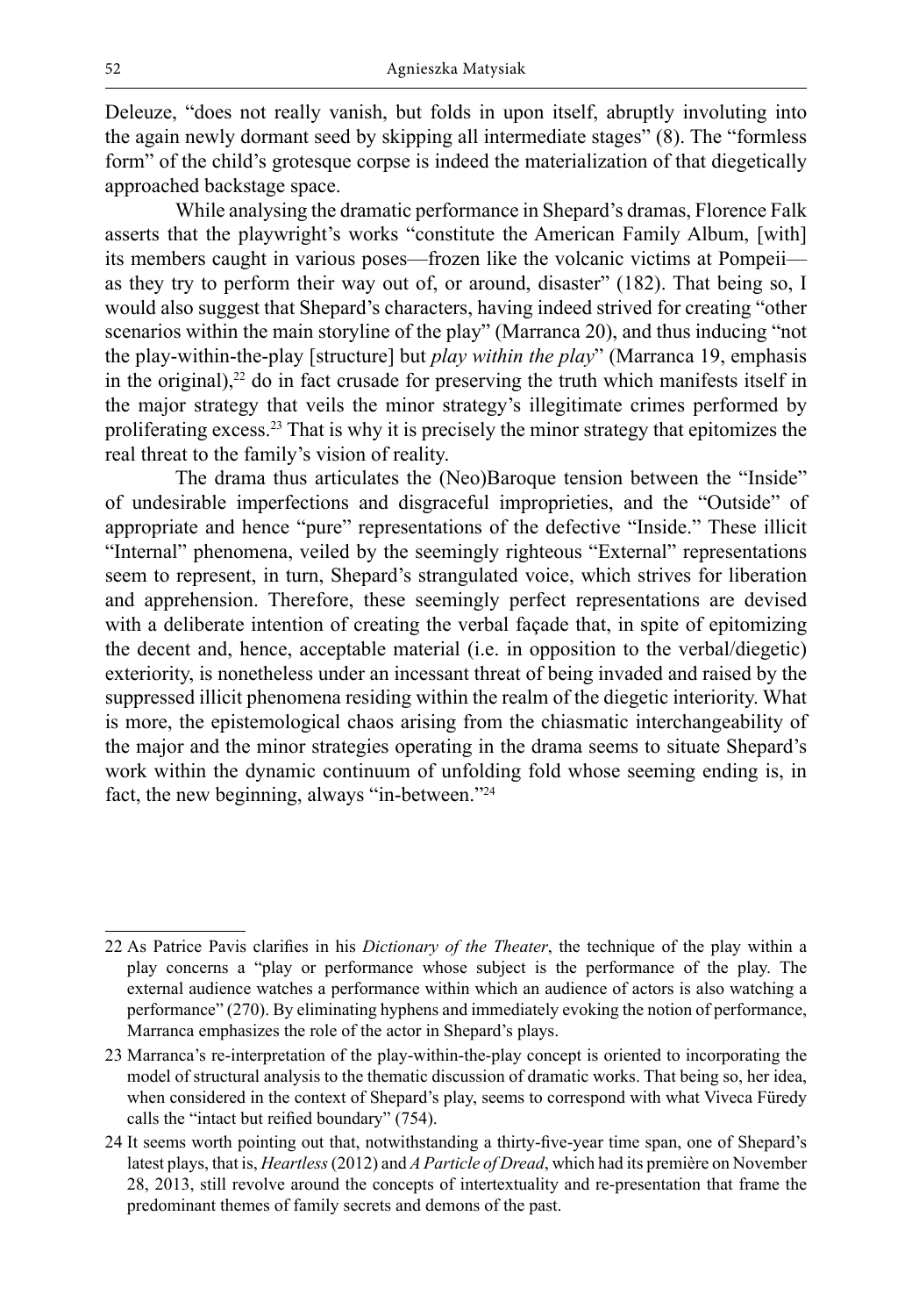Deleuze, "does not really vanish, but folds in upon itself, abruptly involuting into the again newly dormant seed by skipping all intermediate stages" (8). The "formless form" of the child's grotesque corpse is indeed the materialization of that diegetically approached backstage space.

While analysing the dramatic performance in Shepard's dramas, Florence Falk asserts that the playwright's works "constitute the American Family Album, [with] its members caught in various poses—frozen like the volcanic victims at Pompeii—as they try to perform their way out of, or around, disaster" (182). That being so, I would also suggest that Shepard's characters, having indeed strived for creating "other scenarios within the main storyline of the play" (Marranca 20), and thus inducing "not the play-within-the-play [structure] but *play within the play*" (Marranca 19, emphasis in the original),[22] do in fact crusade for preserving the truth which manifests itself in the major strategy that veils the minor strategy's illegitimate crimes performed by proliferating excess.[23] That is why it is precisely the minor strategy that epitomizes the real threat to the family's vision of reality.

The drama thus articulates the (Neo)Baroque tension between the "Inside" of undesirable imperfections and disgraceful improprieties, and the "Outside" of appropriate and hence "pure" representations of the defective "Inside." These illicit "Internal" phenomena, veiled by the seemingly righteous "External" representations seem to represent, in turn, Shepard's strangulated voice, which strives for liberation and apprehension. Therefore, these seemingly perfect representations are devised with a deliberate intention of creating the verbal façade that, in spite of epitomizing the decent and, hence, acceptable material (i.e. in opposition to the verbal/diegetic) exteriority, is nonetheless under an incessant threat of being invaded and raised by the suppressed illicit phenomena residing within the realm of the diegetic interiority. What is more, the epistemological chaos arising from the chiasmatic interchangeability of the major and the minor strategies operating in the drama seems to situate Shepard's work within the dynamic continuum of unfolding fold whose seeming ending is, in fact, the new beginning, always "in-between."[24]

---

22 As Patrice Pavis clarifies in his *Dictionary of the Theater*, the technique of the play within a play concerns a "play or performance whose subject is the performance of the play. The external audience watches a performance within which an audience of actors is also watching a performance" (270). By eliminating hyphens and immediately evoking the notion of performance, Marranca emphasizes the role of the actor in Shepard's plays.

23 Marranca's re-interpretation of the play-within-the-play concept is oriented to incorporating the model of structural analysis to the thematic discussion of dramatic works. That being so, her idea, when considered in the context of Shepard's play, seems to correspond with what Viveca Füredy calls the "intact but reified boundary" (754).

24 It seems worth pointing out that, notwithstanding a thirty-five-year time span, one of Shepard's latest plays, that is, *Heartless* (2012) and *A Particle of Dread*, which had its première on November 28, 2013, still revolve around the concepts of intertextuality and re-presentation that frame the predominant themes of family secrets and demons of the past.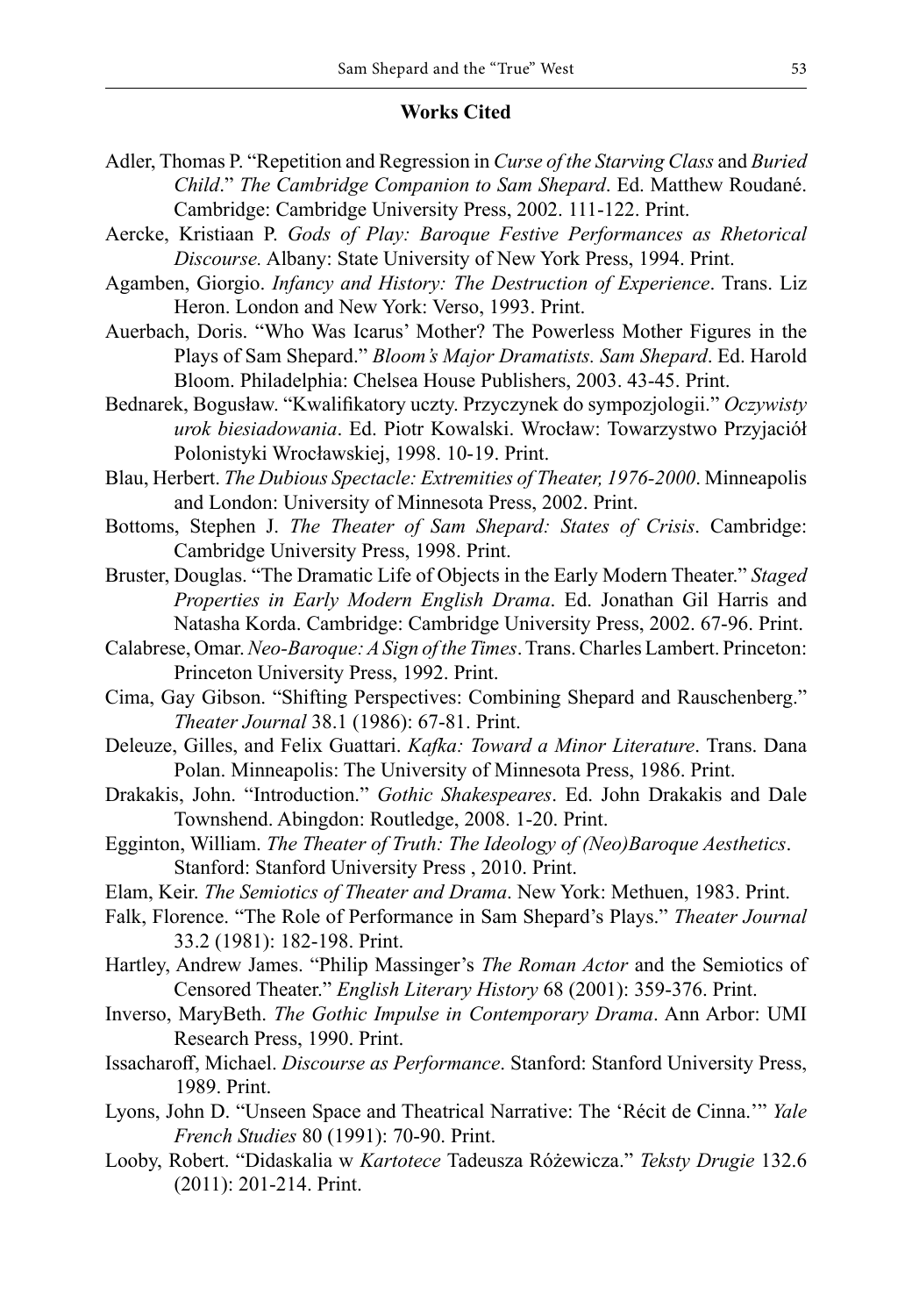## Works Cited

Adler, Thomas P. "Repetition and Regression in *Curse of the Starving Class* and *Buried Child*." *The Cambridge Companion to Sam Shepard*. Ed. Matthew Roudané. Cambridge: Cambridge University Press, 2002. 111-122. Print.

Aercke, Kristiaan P. *Gods of Play: Baroque Festive Performances as Rhetorical Discourse.* Albany: State University of New York Press, 1994. Print.

Agamben, Giorgio. *Infancy and History: The Destruction of Experience*. Trans. Liz Heron. London and New York: Verso, 1993. Print.

Auerbach, Doris. "Who Was Icarus' Mother? The Powerless Mother Figures in the Plays of Sam Shepard." *Bloom's Major Dramatists. Sam Shepard*. Ed. Harold Bloom. Philadelphia: Chelsea House Publishers, 2003. 43-45. Print.

Bednarek, Bogusław. "Kwalifikatory uczty. Przyczynek do sympozjologii." *Oczywisty urok biesiadowania*. Ed. Piotr Kowalski. Wrocław: Towarzystwo Przyjaciół Polonistyki Wrocławskiej, 1998. 10-19. Print.

Blau, Herbert. *The Dubious Spectacle: Extremities of Theater, 1976-2000*. Minneapolis and London: University of Minnesota Press, 2002. Print.

Bottoms, Stephen J. *The Theater of Sam Shepard: States of Crisis*. Cambridge: Cambridge University Press, 1998. Print.

Bruster, Douglas. "The Dramatic Life of Objects in the Early Modern Theater." *Staged Properties in Early Modern English Drama*. Ed. Jonathan Gil Harris and Natasha Korda. Cambridge: Cambridge University Press, 2002. 67-96. Print.

Calabrese, Omar. *Neo-Baroque: A Sign of the Times*. Trans. Charles Lambert. Princeton: Princeton University Press, 1992. Print.

Cima, Gay Gibson. "Shifting Perspectives: Combining Shepard and Rauschenberg." *Theater Journal* 38.1 (1986): 67-81. Print.

Deleuze, Gilles, and Felix Guattari. *Kafka: Toward a Minor Literature*. Trans. Dana Polan. Minneapolis: The University of Minnesota Press, 1986. Print.

Drakakis, John. "Introduction." *Gothic Shakespeares*. Ed. John Drakakis and Dale Townshend. Abingdon: Routledge, 2008. 1-20. Print.

Egginton, William. *The Theater of Truth: The Ideology of (Neo)Baroque Aesthetics*. Stanford: Stanford University Press , 2010. Print.

Elam, Keir. *The Semiotics of Theater and Drama*. New York: Methuen, 1983. Print.

Falk, Florence. "The Role of Performance in Sam Shepard's Plays." *Theater Journal* 33.2 (1981): 182-198. Print.

Hartley, Andrew James. "Philip Massinger's *The Roman Actor* and the Semiotics of Censored Theater." *English Literary History* 68 (2001): 359-376. Print.

Inverso, MaryBeth. *The Gothic Impulse in Contemporary Drama*. Ann Arbor: UMI Research Press, 1990. Print.

Issacharoff, Michael. *Discourse as Performance*. Stanford: Stanford University Press, 1989. Print.

Lyons, John D. "Unseen Space and Theatrical Narrative: The 'Récit de Cinna.'" *Yale French Studies* 80 (1991): 70-90. Print.

Looby, Robert. "Didaskalia w *Kartotece* Tadeusza Różewicza." *Teksty Drugie* 132.6 (2011): 201-214. Print.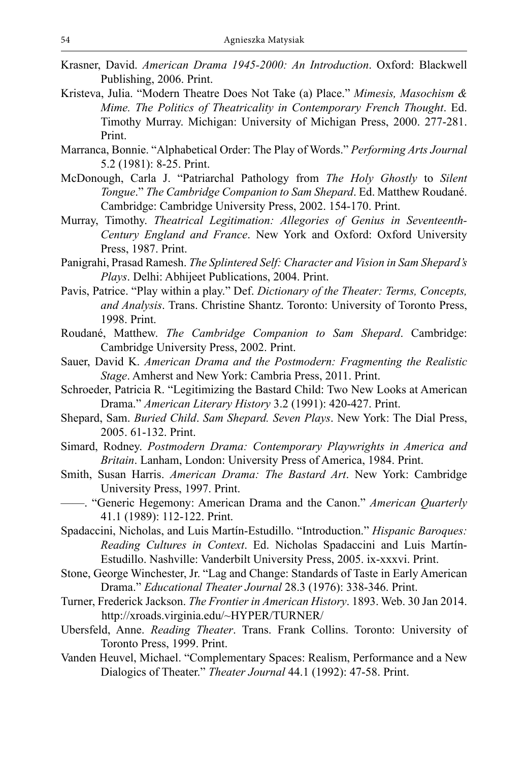Krasner, David. *American Drama 1945-2000: An Introduction*. Oxford: Blackwell Publishing, 2006. Print.

Kristeva, Julia. "Modern Theatre Does Not Take (a) Place." *Mimesis, Masochism & Mime. The Politics of Theatricality in Contemporary French Thought*. Ed. Timothy Murray. Michigan: University of Michigan Press, 2000. 277-281. Print.

Marranca, Bonnie. "Alphabetical Order: The Play of Words." *Performing Arts Journal* 5.2 (1981): 8-25. Print.

McDonough, Carla J. "Patriarchal Pathology from *The Holy Ghostly* to *Silent Tongue*." *The Cambridge Companion to Sam Shepard*. Ed. Matthew Roudané. Cambridge: Cambridge University Press, 2002. 154-170. Print.

Murray, Timothy. *Theatrical Legitimation: Allegories of Genius in Seventeenth-Century England and France*. New York and Oxford: Oxford University Press, 1987. Print.

Panigrahi, Prasad Ramesh. *The Splintered Self: Character and Vision in Sam Shepard's Plays*. Delhi: Abhijeet Publications, 2004. Print.

Pavis, Patrice. "Play within a play." Def. *Dictionary of the Theater: Terms, Concepts, and Analysis*. Trans. Christine Shantz. Toronto: University of Toronto Press, 1998. Print.

Roudané, Matthew. *The Cambridge Companion to Sam Shepard*. Cambridge: Cambridge University Press, 2002. Print.

Sauer, David K. *American Drama and the Postmodern: Fragmenting the Realistic Stage*. Amherst and New York: Cambria Press, 2011. Print.

Schroeder, Patricia R. "Legitimizing the Bastard Child: Two New Looks at American Drama." *American Literary History* 3.2 (1991): 420-427. Print.

Shepard, Sam. *Buried Child*. *Sam Shepard. Seven Plays*. New York: The Dial Press, 2005. 61-132. Print.

Simard, Rodney. *Postmodern Drama: Contemporary Playwrights in America and Britain*. Lanham, London: University Press of America, 1984. Print.

Smith, Susan Harris. *American Drama: The Bastard Art*. New York: Cambridge University Press, 1997. Print.

——. "Generic Hegemony: American Drama and the Canon." *American Quarterly* 41.1 (1989): 112-122. Print.

Spadaccini, Nicholas, and Luis Martín-Estudillo. "Introduction." *Hispanic Baroques: Reading Cultures in Context*. Ed. Nicholas Spadaccini and Luis Martín-Estudillo. Nashville: Vanderbilt University Press, 2005. ix-xxxvi. Print.

Stone, George Winchester, Jr. "Lag and Change: Standards of Taste in Early American Drama." *Educational Theater Journal* 28.3 (1976): 338-346. Print.

Turner, Frederick Jackson. *The Frontier in American History*. 1893. Web. 30 Jan 2014. http://xroads.virginia.edu/~HYPER/TURNER/

Ubersfeld, Anne. *Reading Theater*. Trans. Frank Collins. Toronto: University of Toronto Press, 1999. Print.

Vanden Heuvel, Michael. "Complementary Spaces: Realism, Performance and a New Dialogics of Theater." *Theater Journal* 44.1 (1992): 47-58. Print.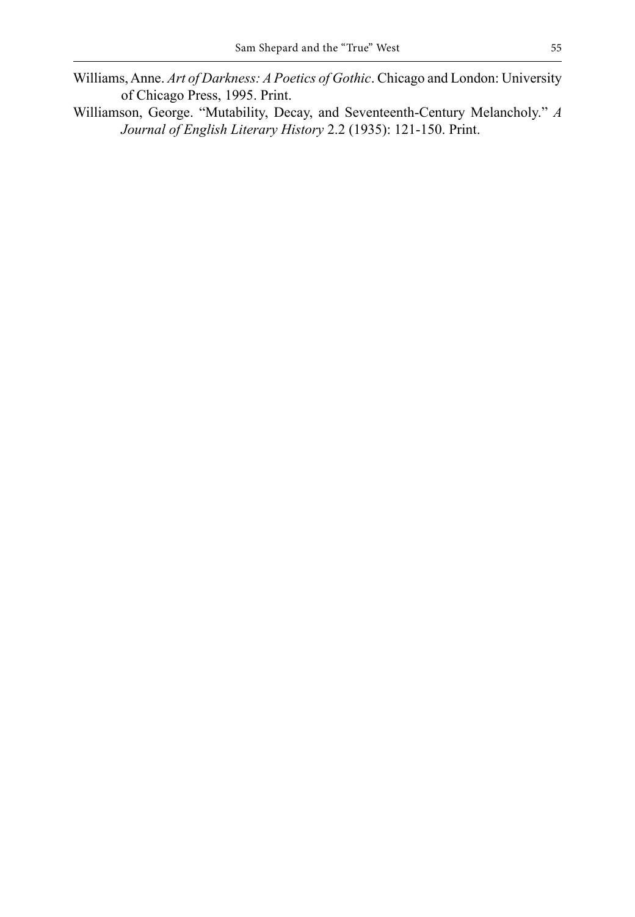Williams, Anne. *Art of Darkness: A Poetics of Gothic*. Chicago and London: University of Chicago Press, 1995. Print.

Williamson, George. "Mutability, Decay, and Seventeenth-Century Melancholy." *A Journal of English Literary History* 2.2 (1935): 121-150. Print.